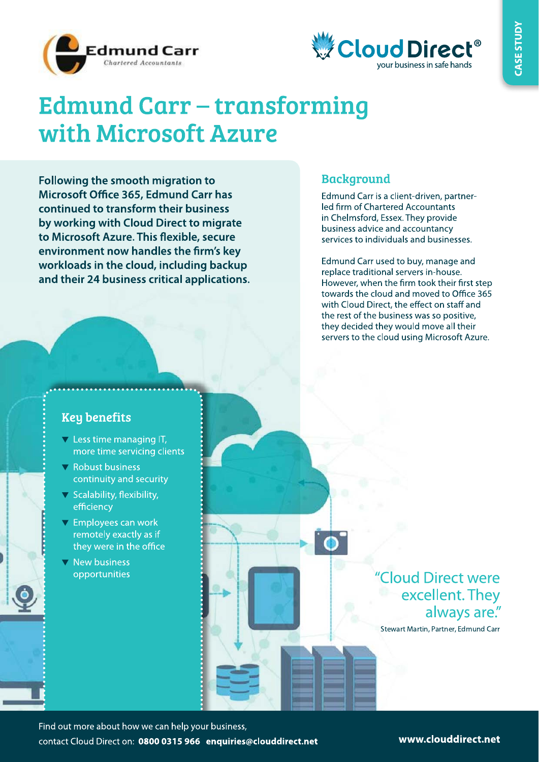Edmund Carr Chartered Accountants

Cloud Direct® your business in safe hands

CASE STUDY

# Edmund Carr – transforming with Microsoft Azure

**Following the smooth migration to Microsoft Office 365, Edmund Carr has continued to transform their business by working with Cloud Direct to migrate to Microsoft Azure. This flexible, secure environment now handles the firm's key workloads in the cloud, including backup and their 24 business critical applications.**

## Background

Edmund Carr is a client-driven, partner-led firm of Chartered Accountants in Chelmsford, Essex. They provide business advice and accountancy services to individuals and businesses.

Edmund Carr used to buy, manage and replace traditional servers in-house. However, when the firm took their first step towards the cloud and moved to Office 365 with Cloud Direct, the effect on staff and the rest of the business was so positive, they decided they would move all their servers to the cloud using Microsoft Azure.

## Key benefits

- Less time managing IT, more time servicing clients
- Robust business continuity and security
- Scalability, flexibility, efficiency
- Employees can work remotely exactly as if they were in the office
- New business opportunities

> "Cloud Direct were excellent. They always are."
>
> Stewart Martin, Partner, Edmund Carr

Find out more about how we can help your business, contact Cloud Direct on: **0800 0315 966 enquiries@clouddirect.net**

**www.clouddirect.net**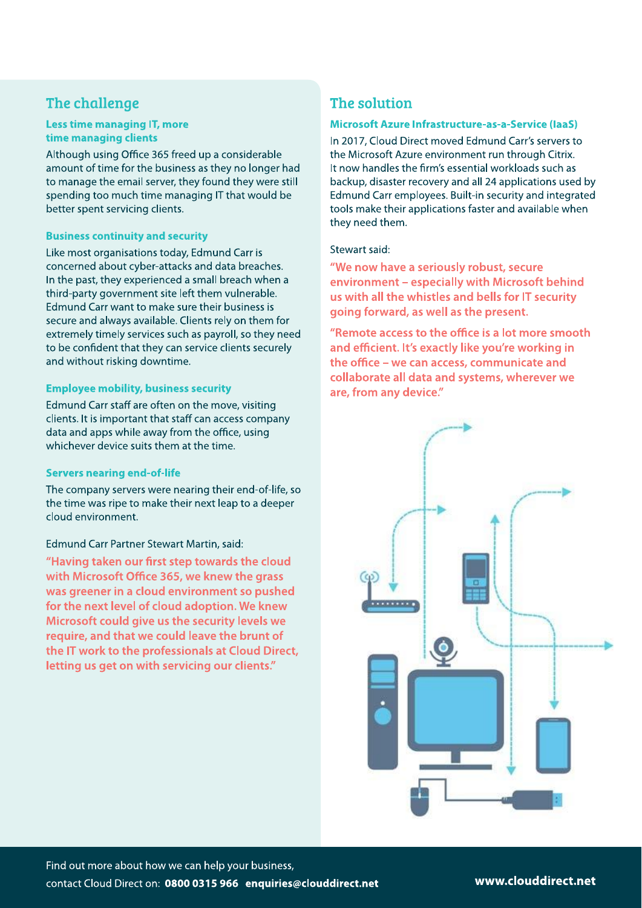## The challenge

### Less time managing IT, more time managing clients

Although using Office 365 freed up a considerable amount of time for the business as they no longer had to manage the email server, they found they were still spending too much time managing IT that would be better spent servicing clients.

### Business continuity and security

Like most organisations today, Edmund Carr is concerned about cyber-attacks and data breaches. In the past, they experienced a small breach when a third-party government site left them vulnerable. Edmund Carr want to make sure their business is secure and always available. Clients rely on them for extremely timely services such as payroll, so they need to be confident that they can service clients securely and without risking downtime.

### Employee mobility, business security

Edmund Carr staff are often on the move, visiting clients. It is important that staff can access company data and apps while away from the office, using whichever device suits them at the time.

### Servers nearing end-of-life

The company servers were nearing their end-of-life, so the time was ripe to make their next leap to a deeper cloud environment.

Edmund Carr Partner Stewart Martin, said:

**"Having taken our first step towards the cloud with Microsoft Office 365, we knew the grass was greener in a cloud environment so pushed for the next level of cloud adoption. We knew Microsoft could give us the security levels we require, and that we could leave the brunt of the IT work to the professionals at Cloud Direct, letting us get on with servicing our clients."**

## The solution

### Microsoft Azure Infrastructure-as-a-Service (IaaS)

In 2017, Cloud Direct moved Edmund Carr's servers to the Microsoft Azure environment run through Citrix. It now handles the firm's essential workloads such as backup, disaster recovery and all 24 applications used by Edmund Carr employees. Built-in security and integrated tools make their applications faster and available when they need them.

Stewart said:

**"We now have a seriously robust, secure environment – especially with Microsoft behind us with all the whistles and bells for IT security going forward, as well as the present.**

**"Remote access to the office is a lot more smooth and efficient. It's exactly like you're working in the office – we can access, communicate and collaborate all data and systems, wherever we are, from any device."**

Find out more about how we can help your business, contact Cloud Direct on: **0800 0315 966** **enquiries@clouddirect.net**

**www.clouddirect.net**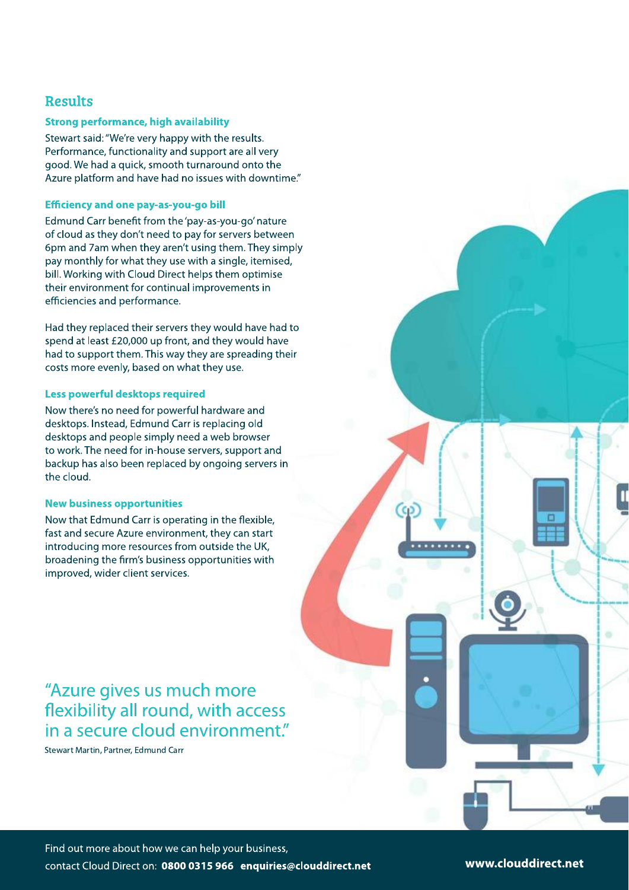## Results

### Strong performance, high availability

Stewart said: "We're very happy with the results. Performance, functionality and support are all very good. We had a quick, smooth turnaround onto the Azure platform and have had no issues with downtime."

### Efficiency and one pay-as-you-go bill

Edmund Carr benefit from the 'pay-as-you-go' nature of cloud as they don't need to pay for servers between 6pm and 7am when they aren't using them. They simply pay monthly for what they use with a single, itemised, bill. Working with Cloud Direct helps them optimise their environment for continual improvements in efficiencies and performance.

Had they replaced their servers they would have had to spend at least £20,000 up front, and they would have had to support them. This way they are spreading their costs more evenly, based on what they use.

### Less powerful desktops required

Now there's no need for powerful hardware and desktops. Instead, Edmund Carr is replacing old desktops and people simply need a web browser to work. The need for in-house servers, support and backup has also been replaced by ongoing servers in the cloud.

### New business opportunities

Now that Edmund Carr is operating in the flexible, fast and secure Azure environment, they can start introducing more resources from outside the UK, broadening the firm's business opportunities with improved, wider client services.

> "Azure gives us much more flexibility all round, with access in a secure cloud environment."
>
> Stewart Martin, Partner, Edmund Carr

Find out more about how we can help your business, contact Cloud Direct on: **0800 0315 966** **enquiries@clouddirect.net**

**www.clouddirect.net**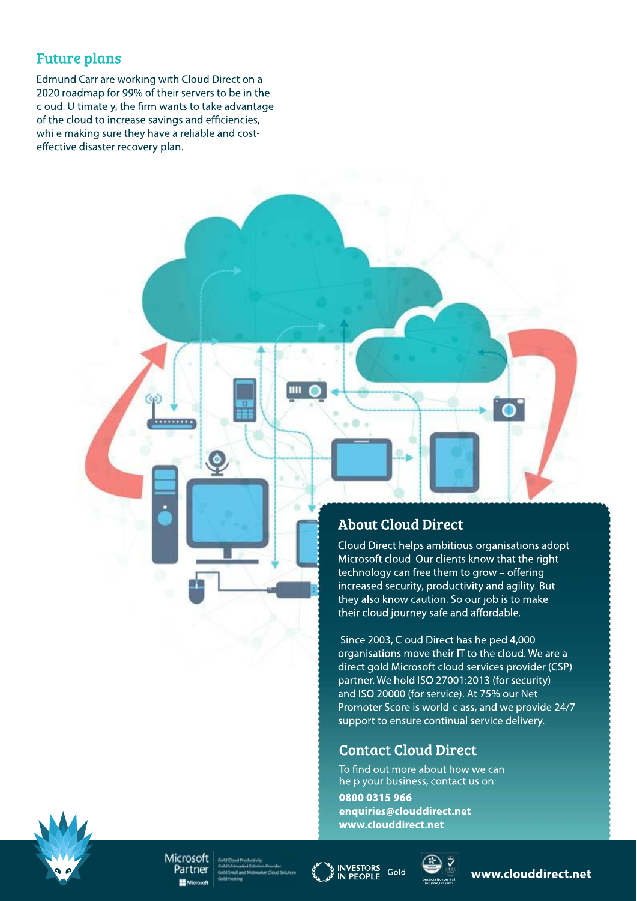## Future plans

Edmund Carr are working with Cloud Direct on a 2020 roadmap for 99% of their servers to be in the cloud. Ultimately, the firm wants to take advantage of the cloud to increase savings and efficiencies, while making sure they have a reliable and cost-effective disaster recovery plan.

## About Cloud Direct

Cloud Direct helps ambitious organisations adopt Microsoft cloud. Our clients know that the right technology can free them to grow – offering increased security, productivity and agility. But they also know caution. So our job is to make their cloud journey safe and affordable.

Since 2003, Cloud Direct has helped 4,000 organisations move their IT to the cloud. We are a direct gold Microsoft cloud services provider (CSP) partner. We hold ISO 27001:2013 (for security) and ISO 20000 (for service). At 75% our Net Promoter Score is world-class, and we provide 24/7 support to ensure continual service delivery.

## Contact Cloud Direct

To find out more about how we can help your business, contact us on:

**0800 0315 966**
**enquiries@clouddirect.net**
**www.clouddirect.net**

Microsoft Partner

INVESTORS IN PEOPLE | Gold

**www.clouddirect.net**